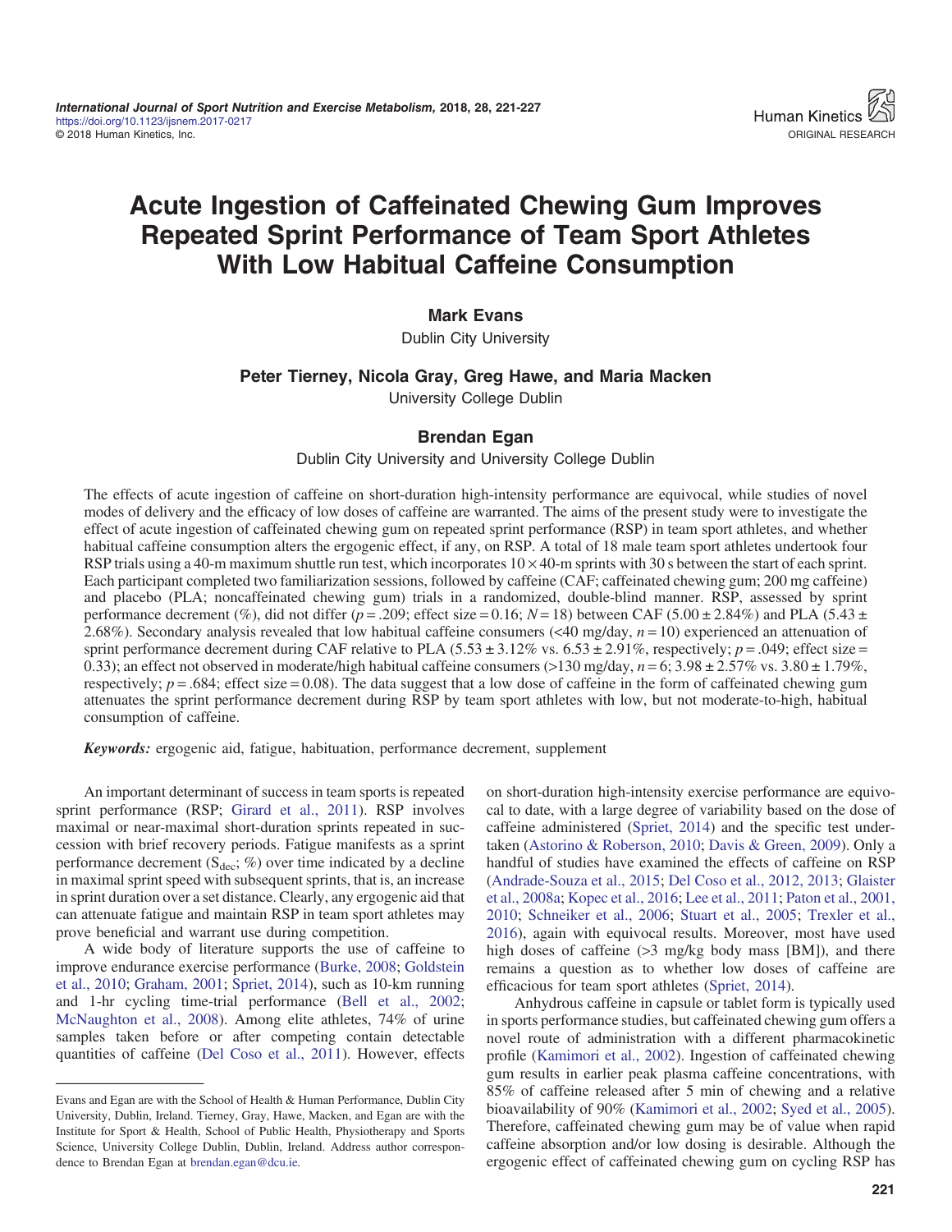# Acute Ingestion of Caffeinated Chewing Gum Improves Repeated Sprint Performance of Team Sport Athletes With Low Habitual Caffeine Consumption

**Mark Evans**
Dublin City University

**Peter Tierney, Nicola Gray, Greg Hawe, and Maria Macken**
University College Dublin

**Brendan Egan**
Dublin City University and University College Dublin

The effects of acute ingestion of caffeine on short-duration high-intensity performance are equivocal, while studies of novel modes of delivery and the efficacy of low doses of caffeine are warranted. The aims of the present study were to investigate the effect of acute ingestion of caffeinated chewing gum on repeated sprint performance (RSP) in team sport athletes, and whether habitual caffeine consumption alters the ergogenic effect, if any, on RSP. A total of 18 male team sport athletes undertook four RSP trials using a 40-m maximum shuttle run test, which incorporates 10 × 40-m sprints with 30 s between the start of each sprint. Each participant completed two familiarization sessions, followed by caffeine (CAF; caffeinated chewing gum; 200 mg caffeine) and placebo (PLA; noncaffeinated chewing gum) trials in a randomized, double-blind manner. RSP, assessed by sprint performance decrement (%), did not differ ($p = .209$; effect size = 0.16; $N = 18$) between CAF (5.00 ± 2.84%) and PLA (5.43 ± 2.68%). Secondary analysis revealed that low habitual caffeine consumers (<40 mg/day, $n = 10$) experienced an attenuation of sprint performance decrement during CAF relative to PLA (5.53 ± 3.12% vs. 6.53 ± 2.91%, respectively; $p = .049$; effect size = 0.33); an effect not observed in moderate/high habitual caffeine consumers (>130 mg/day, $n = 6$; 3.98 ± 2.57% vs. 3.80 ± 1.79%, respectively; $p = .684$; effect size = 0.08). The data suggest that a low dose of caffeine in the form of caffeinated chewing gum attenuates the sprint performance decrement during RSP by team sport athletes with low, but not moderate-to-high, habitual consumption of caffeine.

***Keywords:*** ergogenic aid, fatigue, habituation, performance decrement, supplement

An important determinant of success in team sports is repeated sprint performance (RSP; Girard et al., 2011). RSP involves maximal or near-maximal short-duration sprints repeated in succession with brief recovery periods. Fatigue manifests as a sprint performance decrement ($S_{dec}$; %) over time indicated by a decline in maximal sprint speed with subsequent sprints, that is, an increase in sprint duration over a set distance. Clearly, any ergogenic aid that can attenuate fatigue and maintain RSP in team sport athletes may prove beneficial and warrant use during competition.

A wide body of literature supports the use of caffeine to improve endurance exercise performance (Burke, 2008; Goldstein et al., 2010; Graham, 2001; Spriet, 2014), such as 10-km running and 1-hr cycling time-trial performance (Bell et al., 2002; McNaughton et al., 2008). Among elite athletes, 74% of urine samples taken before or after competing contain detectable quantities of caffeine (Del Coso et al., 2011). However, effects on short-duration high-intensity exercise performance are equivocal to date, with a large degree of variability based on the dose of caffeine administered (Spriet, 2014) and the specific test undertaken (Astorino & Roberson, 2010; Davis & Green, 2009). Only a handful of studies have examined the effects of caffeine on RSP (Andrade-Souza et al., 2015; Del Coso et al., 2012, 2013; Glaister et al., 2008a; Kopec et al., 2016; Lee et al., 2011; Paton et al., 2001, 2010; Schneiker et al., 2006; Stuart et al., 2005; Trexler et al., 2016), again with equivocal results. Moreover, most have used high doses of caffeine (>3 mg/kg body mass [BM]), and there remains a question as to whether low doses of caffeine are efficacious for team sport athletes (Spriet, 2014).

Anhydrous caffeine in capsule or tablet form is typically used in sports performance studies, but caffeinated chewing gum offers a novel route of administration with a different pharmacokinetic profile (Kamimori et al., 2002). Ingestion of caffeinated chewing gum results in earlier peak plasma caffeine concentrations, with 85% of caffeine released after 5 min of chewing and a relative bioavailability of 90% (Kamimori et al., 2002; Syed et al., 2005). Therefore, caffeinated chewing gum may be of value when rapid caffeine absorption and/or low dosing is desirable. Although the ergogenic effect of caffeinated chewing gum on cycling RSP has

Evans and Egan are with the School of Health & Human Performance, Dublin City University, Dublin, Ireland. Tierney, Gray, Hawe, Macken, and Egan are with the Institute for Sport & Health, School of Public Health, Physiotherapy and Sports Science, University College Dublin, Dublin, Ireland. Address author correspondence to Brendan Egan at brendan.egan@dcu.ie.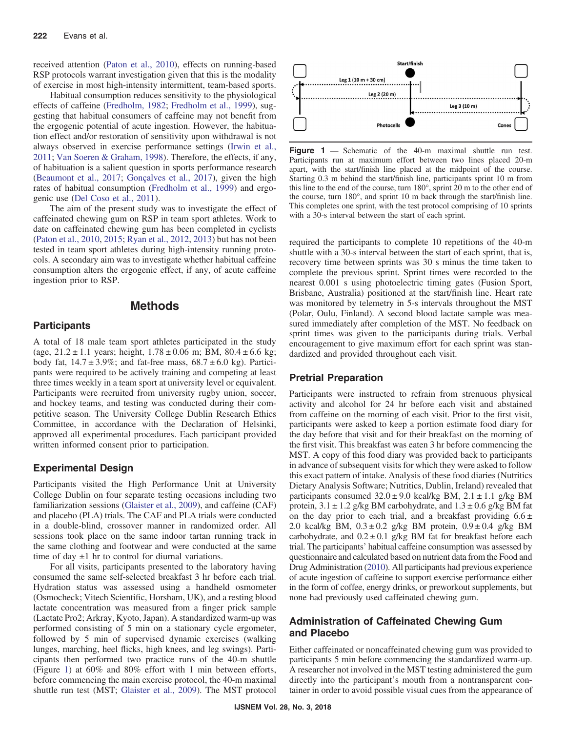received attention (Paton et al., 2010), effects on running-based RSP protocols warrant investigation given that this is the modality of exercise in most high-intensity intermittent, team-based sports.

Habitual consumption reduces sensitivity to the physiological effects of caffeine (Fredholm, 1982; Fredholm et al., 1999), suggesting that habitual consumers of caffeine may not benefit from the ergogenic potential of acute ingestion. However, the habituation effect and/or restoration of sensitivity upon withdrawal is not always observed in exercise performance settings (Irwin et al., 2011; Van Soeren & Graham, 1998). Therefore, the effects, if any, of habituation is a salient question in sports performance research (Beaumont et al., 2017; Gonçalves et al., 2017), given the high rates of habitual consumption (Fredholm et al., 1999) and ergogenic use (Del Coso et al., 2011).

The aim of the present study was to investigate the effect of caffeinated chewing gum on RSP in team sport athletes. Work to date on caffeinated chewing gum has been completed in cyclists (Paton et al., 2010, 2015; Ryan et al., 2012, 2013) but has not been tested in team sport athletes during high-intensity running protocols. A secondary aim was to investigate whether habitual caffeine consumption alters the ergogenic effect, if any, of acute caffeine ingestion prior to RSP.

## Methods

### Participants

A total of 18 male team sport athletes participated in the study (age, 21.2 ± 1.1 years; height, 1.78 ± 0.06 m; BM, 80.4 ± 6.6 kg; body fat, 14.7 ± 3.9%; and fat-free mass, 68.7 ± 6.0 kg). Participants were required to be actively training and competing at least three times weekly in a team sport at university level or equivalent. Participants were recruited from university rugby union, soccer, and hockey teams, and testing was conducted during their competitive season. The University College Dublin Research Ethics Committee, in accordance with the Declaration of Helsinki, approved all experimental procedures. Each participant provided written informed consent prior to participation.

### Experimental Design

Participants visited the High Performance Unit at University College Dublin on four separate testing occasions including two familiarization sessions (Glaister et al., 2009), and caffeine (CAF) and placebo (PLA) trials. The CAF and PLA trials were conducted in a double-blind, crossover manner in randomized order. All sessions took place on the same indoor tartan running track in the same clothing and footwear and were conducted at the same time of day ±1 hr to control for diurnal variations.

For all visits, participants presented to the laboratory having consumed the same self-selected breakfast 3 hr before each trial. Hydration status was assessed using a handheld osmometer (Osmocheck; Vitech Scientific, Horsham, UK), and a resting blood lactate concentration was measured from a finger prick sample (Lactate Pro2; Arkray, Kyoto, Japan). A standardized warm-up was performed consisting of 5 min on a stationary cycle ergometer, followed by 5 min of supervised dynamic exercises (walking lunges, marching, heel flicks, high knees, and leg swings). Participants then performed two practice runs of the 40-m shuttle (Figure 1) at 60% and 80% effort with 1 min between efforts, before commencing the main exercise protocol, the 40-m maximal shuttle run test (MST; Glaister et al., 2009). The MST protocol required the participants to complete 10 repetitions of the 40-m shuttle with a 30-s interval between the start of each sprint, that is, recovery time between sprints was 30 s minus the time taken to complete the previous sprint. Sprint times were recorded to the nearest 0.001 s using photoelectric timing gates (Fusion Sport, Brisbane, Australia) positioned at the start/finish line. Heart rate was monitored by telemetry in 5-s intervals throughout the MST (Polar, Oulu, Finland). A second blood lactate sample was measured immediately after completion of the MST. No feedback on sprint times was given to the participants during trials. Verbal encouragement to give maximum effort for each sprint was standardized and provided throughout each visit.

**Figure 1** — Schematic of the 40-m maximal shuttle run test. Participants run at maximum effort between two lines placed 20-m apart, with the start/finish line placed at the midpoint of the course. Starting 0.3 m behind the start/finish line, participants sprint 10 m from this line to the end of the course, turn 180°, sprint 20 m to the other end of the course, turn 180°, and sprint 10 m back through the start/finish line. This completes one sprint, with the test protocol comprising of 10 sprints with a 30-s interval between the start of each sprint.

### Pretrial Preparation

Participants were instructed to refrain from strenuous physical activity and alcohol for 24 hr before each visit and abstained from caffeine on the morning of each visit. Prior to the first visit, participants were asked to keep a portion estimate food diary for the day before that visit and for their breakfast on the morning of the first visit. This breakfast was eaten 3 hr before commencing the MST. A copy of this food diary was provided back to participants in advance of subsequent visits for which they were asked to follow this exact pattern of intake. Analysis of these food diaries (Nutritics Dietary Analysis Software; Nutritics, Dublin, Ireland) revealed that participants consumed 32.0 ± 9.0 kcal/kg BM, 2.1 ± 1.1 g/kg BM protein, 3.1 ± 1.2 g/kg BM carbohydrate, and 1.3 ± 0.6 g/kg BM fat on the day prior to each trial, and a breakfast providing 6.6 ± 2.0 kcal/kg BM, 0.3 ± 0.2 g/kg BM protein, 0.9 ± 0.4 g/kg BM carbohydrate, and 0.2 ± 0.1 g/kg BM fat for breakfast before each trial. The participants' habitual caffeine consumption was assessed by questionnaire and calculated based on nutrient data from the Food and Drug Administration (2010). All participants had previous experience of acute ingestion of caffeine to support exercise performance either in the form of coffee, energy drinks, or preworkout supplements, but none had previously used caffeinated chewing gum.

### Administration of Caffeinated Chewing Gum and Placebo

Either caffeinated or noncaffeinated chewing gum was provided to participants 5 min before commencing the standardized warm-up. A researcher not involved in the MST testing administered the gum directly into the participant's mouth from a nontransparent container in order to avoid possible visual cues from the appearance of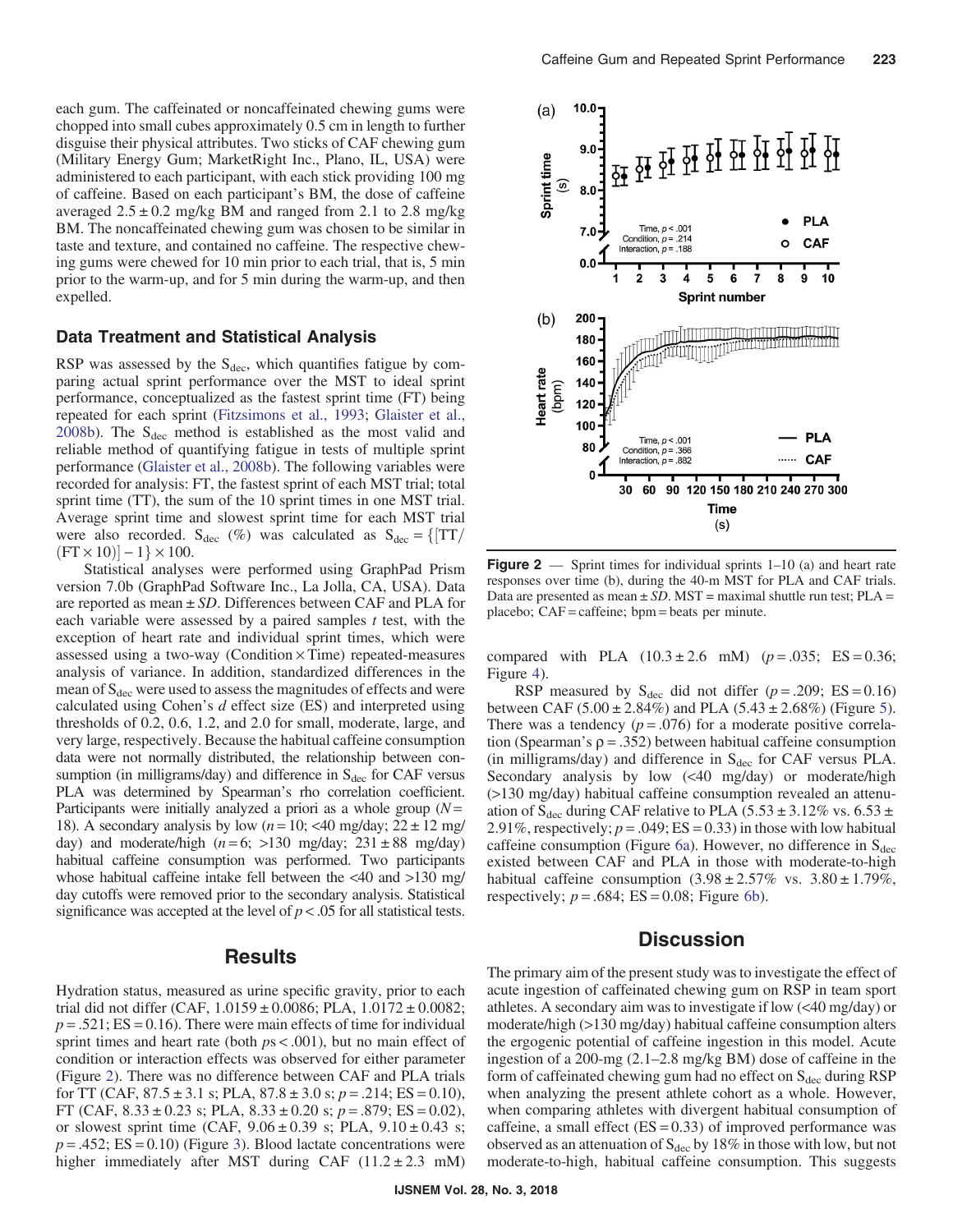each gum. The caffeinated or noncaffeinated chewing gums were chopped into small cubes approximately 0.5 cm in length to further disguise their physical attributes. Two sticks of CAF chewing gum (Military Energy Gum; MarketRight Inc., Plano, IL, USA) were administered to each participant, with each stick providing 100 mg of caffeine. Based on each participant's BM, the dose of caffeine averaged 2.5 ± 0.2 mg/kg BM and ranged from 2.1 to 2.8 mg/kg BM. The noncaffeinated chewing gum was chosen to be similar in taste and texture, and contained no caffeine. The respective chewing gums were chewed for 10 min prior to each trial, that is, 5 min prior to the warm-up, and for 5 min during the warm-up, and then expelled.

### Data Treatment and Statistical Analysis

RSP was assessed by the $S_{dec}$, which quantifies fatigue by comparing actual sprint performance over the MST to ideal sprint performance, conceptualized as the fastest sprint time (FT) being repeated for each sprint (Fitzsimons et al., 1993; Glaister et al., 2008b). The $S_{dec}$ method is established as the most valid and reliable method of quantifying fatigue in tests of multiple sprint performance (Glaister et al., 2008b). The following variables were recorded for analysis: FT, the fastest sprint of each MST trial; total sprint time (TT), the sum of the 10 sprint times in one MST trial. Average sprint time and slowest sprint time for each MST trial were also recorded. $S_{dec}$ (%) was calculated as $S_{dec} = \{[TT/(FT \times 10)] - 1\} \times 100$.

Statistical analyses were performed using GraphPad Prism version 7.0b (GraphPad Software Inc., La Jolla, CA, USA). Data are reported as mean ± *SD*. Differences between CAF and PLA for each variable were assessed by a paired samples *t* test, with the exception of heart rate and individual sprint times, which were assessed using a two-way (Condition × Time) repeated-measures analysis of variance. In addition, standardized differences in the mean of $S_{dec}$ were used to assess the magnitudes of effects and were calculated using Cohen's *d* effect size (ES) and interpreted using thresholds of 0.2, 0.6, 1.2, and 2.0 for small, moderate, large, and very large, respectively. Because the habitual caffeine consumption data were not normally distributed, the relationship between consumption (in milligrams/day) and difference in $S_{dec}$ for CAF versus PLA was determined by Spearman's rho correlation coefficient. Participants were initially analyzed a priori as a whole group ($N = 18$). A secondary analysis by low ($n = 10$; <40 mg/day; 22 ± 12 mg/day) and moderate/high ($n = 6$; >130 mg/day; 231 ± 88 mg/day) habitual caffeine consumption was performed. Two participants whose habitual caffeine intake fell between the <40 and >130 mg/day cutoffs were removed prior to the secondary analysis. Statistical significance was accepted at the level of $p < .05$ for all statistical tests.

## Results

Hydration status, measured as urine specific gravity, prior to each trial did not differ (CAF, 1.0159 ± 0.0086; PLA, 1.0172 ± 0.0082; $p = .521$; ES = 0.16). There were main effects of time for individual sprint times and heart rate (both $ps < .001$), but no main effect of condition or interaction effects was observed for either parameter (Figure 2). There was no difference between CAF and PLA trials for TT (CAF, 87.5 ± 3.1 s; PLA, 87.8 ± 3.0 s; $p = .214$; ES = 0.10), FT (CAF, 8.33 ± 0.23 s; PLA, 8.33 ± 0.20 s; $p = .879$; ES = 0.02), or slowest sprint time (CAF, 9.06 ± 0.39 s; PLA, 9.10 ± 0.43 s; $p = .452$; ES = 0.10) (Figure 3). Blood lactate concentrations were higher immediately after MST during CAF (11.2 ± 2.3 mM) compared with PLA (10.3 ± 2.6 mM) ($p = .035$; ES = 0.36; Figure 4).

**Figure 2** — Sprint times for individual sprints 1–10 (a) and heart rate responses over time (b), during the 40-m MST for PLA and CAF trials. Data are presented as mean ± *SD*. MST = maximal shuttle run test; PLA = placebo; CAF = caffeine; bpm = beats per minute.

RSP measured by $S_{dec}$ did not differ ($p = .209$; ES = 0.16) between CAF (5.00 ± 2.84%) and PLA (5.43 ± 2.68%) (Figure 5). There was a tendency ($p = .076$) for a moderate positive correlation (Spearman's $\rho = .352$) between habitual caffeine consumption (in milligrams/day) and difference in $S_{dec}$ for CAF versus PLA. Secondary analysis by low (<40 mg/day) or moderate/high (>130 mg/day) habitual caffeine consumption revealed an attenuation of $S_{dec}$ during CAF relative to PLA (5.53 ± 3.12% vs. 6.53 ± 2.91%, respectively; $p = .049$; ES = 0.33) in those with low habitual caffeine consumption (Figure 6a). However, no difference in $S_{dec}$ existed between CAF and PLA in those with moderate-to-high habitual caffeine consumption (3.98 ± 2.57% vs. 3.80 ± 1.79%, respectively; $p = .684$; ES = 0.08; Figure 6b).

## Discussion

The primary aim of the present study was to investigate the effect of acute ingestion of caffeinated chewing gum on RSP in team sport athletes. A secondary aim was to investigate if low (<40 mg/day) or moderate/high (>130 mg/day) habitual caffeine consumption alters the ergogenic potential of caffeine ingestion in this model. Acute ingestion of a 200-mg (2.1–2.8 mg/kg BM) dose of caffeine in the form of caffeinated chewing gum had no effect on $S_{dec}$ during RSP when analyzing the present athlete cohort as a whole. However, when comparing athletes with divergent habitual consumption of caffeine, a small effect (ES = 0.33) of improved performance was observed as an attenuation of $S_{dec}$ by 18% in those with low, but not moderate-to-high, habitual caffeine consumption. This suggests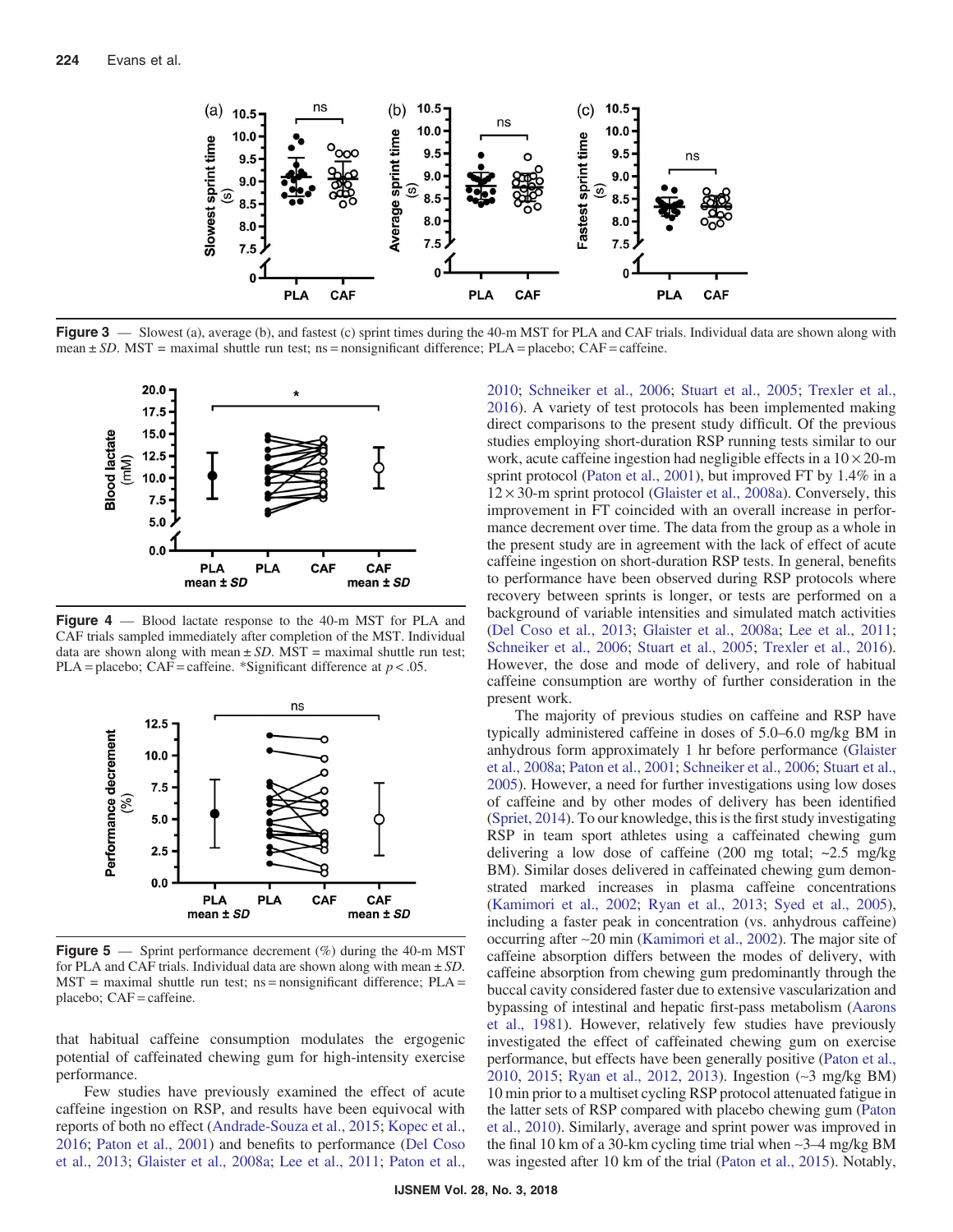Figure 3 — Slowest (a), average (b), and fastest (c) sprint times during the 40-m MST for PLA and CAF trials. Individual data are shown along with mean ± *SD*. MST = maximal shuttle run test; ns = nonsignificant difference; PLA = placebo; CAF = caffeine.

Figure 4 — Blood lactate response to the 40-m MST for PLA and CAF trials sampled immediately after completion of the MST. Individual data are shown along with mean ± *SD*. MST = maximal shuttle run test; PLA = placebo; CAF = caffeine. *Significant difference at $p < .05$.

Figure 5 — Sprint performance decrement (%) during the 40-m MST for PLA and CAF trials. Individual data are shown along with mean ± *SD*. MST = maximal shuttle run test; ns = nonsignificant difference; PLA = placebo; CAF = caffeine.

that habitual caffeine consumption modulates the ergogenic potential of caffeinated chewing gum for high-intensity exercise performance.

Few studies have previously examined the effect of acute caffeine ingestion on RSP, and results have been equivocal with reports of both no effect (Andrade-Souza et al., 2015; Kopec et al., 2016; Paton et al., 2001) and benefits to performance (Del Coso et al., 2013; Glaister et al., 2008a; Lee et al., 2011; Paton et al., 2010; Schneiker et al., 2006; Stuart et al., 2005; Trexler et al., 2016). A variety of test protocols has been implemented making direct comparisons to the present study difficult. Of the previous studies employing short-duration RSP running tests similar to our work, acute caffeine ingestion had negligible effects in a 10 × 20-m sprint protocol (Paton et al., 2001), but improved FT by 1.4% in a 12 × 30-m sprint protocol (Glaister et al., 2008a). Conversely, this improvement in FT coincided with an overall increase in performance decrement over time. The data from the group as a whole in the present study are in agreement with the lack of effect of acute caffeine ingestion on short-duration RSP tests. In general, benefits to performance have been observed during RSP protocols where recovery between sprints is longer, or tests are performed on a background of variable intensities and simulated match activities (Del Coso et al., 2013; Glaister et al., 2008a; Lee et al., 2011; Schneiker et al., 2006; Stuart et al., 2005; Trexler et al., 2016). However, the dose and mode of delivery, and role of habitual caffeine consumption are worthy of further consideration in the present work.

The majority of previous studies on caffeine and RSP have typically administered caffeine in doses of 5.0–6.0 mg/kg BM in anhydrous form approximately 1 hr before performance (Glaister et al., 2008a; Paton et al., 2001; Schneiker et al., 2006; Stuart et al., 2005). However, a need for further investigations using low doses of caffeine and by other modes of delivery has been identified (Spriet, 2014). To our knowledge, this is the first study investigating RSP in team sport athletes using a caffeinated chewing gum delivering a low dose of caffeine (200 mg total; ~2.5 mg/kg BM). Similar doses delivered in caffeinated chewing gum demonstrated marked increases in plasma caffeine concentrations (Kamimori et al., 2002; Ryan et al., 2013; Syed et al., 2005), including a faster peak in concentration (vs. anhydrous caffeine) occurring after ~20 min (Kamimori et al., 2002). The major site of caffeine absorption differs between the modes of delivery, with caffeine absorption from chewing gum predominantly through the buccal cavity considered faster due to extensive vascularization and bypassing of intestinal and hepatic first-pass metabolism (Aarons et al., 1981). However, relatively few studies have previously investigated the effect of caffeinated chewing gum on exercise performance, but effects have been generally positive (Paton et al., 2010, 2015; Ryan et al., 2012, 2013). Ingestion (~3 mg/kg BM) 10 min prior to a multiset cycling RSP protocol attenuated fatigue in the latter sets of RSP compared with placebo chewing gum (Paton et al., 2010). Similarly, average and sprint power was improved in the final 10 km of a 30-km cycling time trial when ~3–4 mg/kg BM was ingested after 10 km of the trial (Paton et al., 2015). Notably,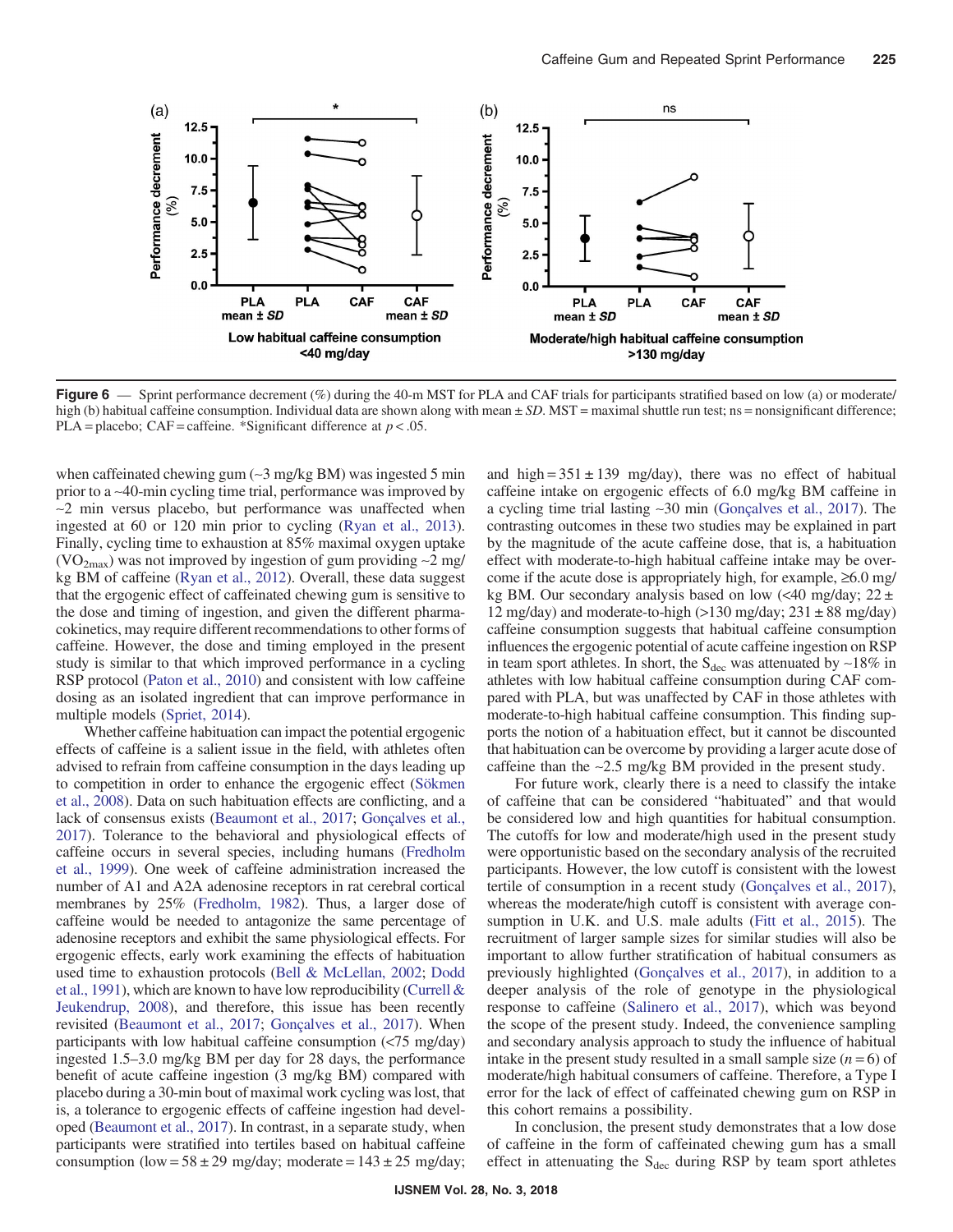**Figure 6** — Sprint performance decrement (%) during the 40-m MST for PLA and CAF trials for participants stratified based on low (a) or moderate/high (b) habitual caffeine consumption. Individual data are shown along with mean ± *SD*. MST = maximal shuttle run test; ns = nonsignificant difference; PLA = placebo; CAF = caffeine. *Significant difference at $p < .05$.

when caffeinated chewing gum (~3 mg/kg BM) was ingested 5 min prior to a ~40-min cycling time trial, performance was improved by ~2 min versus placebo, but performance was unaffected when ingested at 60 or 120 min prior to cycling (Ryan et al., 2013). Finally, cycling time to exhaustion at 85% maximal oxygen uptake ($VO_{2max}$) was not improved by ingestion of gum providing ~2 mg/kg BM of caffeine (Ryan et al., 2012). Overall, these data suggest that the ergogenic effect of caffeinated chewing gum is sensitive to the dose and timing of ingestion, and given the different pharmacokinetics, may require different recommendations to other forms of caffeine. However, the dose and timing employed in the present study is similar to that which improved performance in a cycling RSP protocol (Paton et al., 2010) and consistent with low caffeine dosing as an isolated ingredient that can improve performance in multiple models (Spriet, 2014).

Whether caffeine habituation can impact the potential ergogenic effects of caffeine is a salient issue in the field, with athletes often advised to refrain from caffeine consumption in the days leading up to competition in order to enhance the ergogenic effect (Sökmen et al., 2008). Data on such habituation effects are conflicting, and a lack of consensus exists (Beaumont et al., 2017; Gonçalves et al., 2017). Tolerance to the behavioral and physiological effects of caffeine occurs in several species, including humans (Fredholm et al., 1999). One week of caffeine administration increased the number of A1 and A2A adenosine receptors in rat cerebral cortical membranes by 25% (Fredholm, 1982). Thus, a larger dose of caffeine would be needed to antagonize the same percentage of adenosine receptors and exhibit the same physiological effects. For ergogenic effects, early work examining the effects of habituation used time to exhaustion protocols (Bell & McLellan, 2002; Dodd et al., 1991), which are known to have low reproducibility (Currell & Jeukendrup, 2008), and therefore, this issue has been recently revisited (Beaumont et al., 2017; Gonçalves et al., 2017). When participants with low habitual caffeine consumption (<75 mg/day) ingested 1.5–3.0 mg/kg BM per day for 28 days, the performance benefit of acute caffeine ingestion (3 mg/kg BM) compared with placebo during a 30-min bout of maximal work cycling was lost, that is, a tolerance to ergogenic effects of caffeine ingestion had developed (Beaumont et al., 2017). In contrast, in a separate study, when participants were stratified into tertiles based on habitual caffeine consumption (low = 58 ± 29 mg/day; moderate = 143 ± 25 mg/day; and high = 351 ± 139 mg/day), there was no effect of habitual caffeine intake on ergogenic effects of 6.0 mg/kg BM caffeine in a cycling time trial lasting ~30 min (Gonçalves et al., 2017). The contrasting outcomes in these two studies may be explained in part by the magnitude of the acute caffeine dose, that is, a habituation effect with moderate-to-high habitual caffeine intake may be overcome if the acute dose is appropriately high, for example, ≥6.0 mg/kg BM. Our secondary analysis based on low (<40 mg/day; 22 ± 12 mg/day) and moderate-to-high (>130 mg/day; 231 ± 88 mg/day) caffeine consumption suggests that habitual caffeine consumption influences the ergogenic potential of acute caffeine ingestion on RSP in team sport athletes. In short, the $S_{dec}$ was attenuated by ~18% in athletes with low habitual caffeine consumption during CAF compared with PLA, but was unaffected by CAF in those athletes with moderate-to-high habitual caffeine consumption. This finding supports the notion of a habituation effect, but it cannot be discounted that habituation can be overcome by providing a larger acute dose of caffeine than the ~2.5 mg/kg BM provided in the present study.

For future work, clearly there is a need to classify the intake of caffeine that can be considered "habituated" and that would be considered low and high quantities for habitual consumption. The cutoffs for low and moderate/high used in the present study were opportunistic based on the secondary analysis of the recruited participants. However, the low cutoff is consistent with the lowest tertile of consumption in a recent study (Gonçalves et al., 2017), whereas the moderate/high cutoff is consistent with average consumption in U.K. and U.S. male adults (Fitt et al., 2015). The recruitment of larger sample sizes for similar studies will also be important to allow further stratification of habitual consumers as previously highlighted (Gonçalves et al., 2017), in addition to a deeper analysis of the role of genotype in the physiological response to caffeine (Salinero et al., 2017), which was beyond the scope of the present study. Indeed, the convenience sampling and secondary analysis approach to study the influence of habitual intake in the present study resulted in a small sample size ($n = 6$) of moderate/high habitual consumers of caffeine. Therefore, a Type I error for the lack of effect of caffeinated chewing gum on RSP in this cohort remains a possibility.

In conclusion, the present study demonstrates that a low dose of caffeine in the form of caffeinated chewing gum has a small effect in attenuating the $S_{dec}$ during RSP by team sport athletes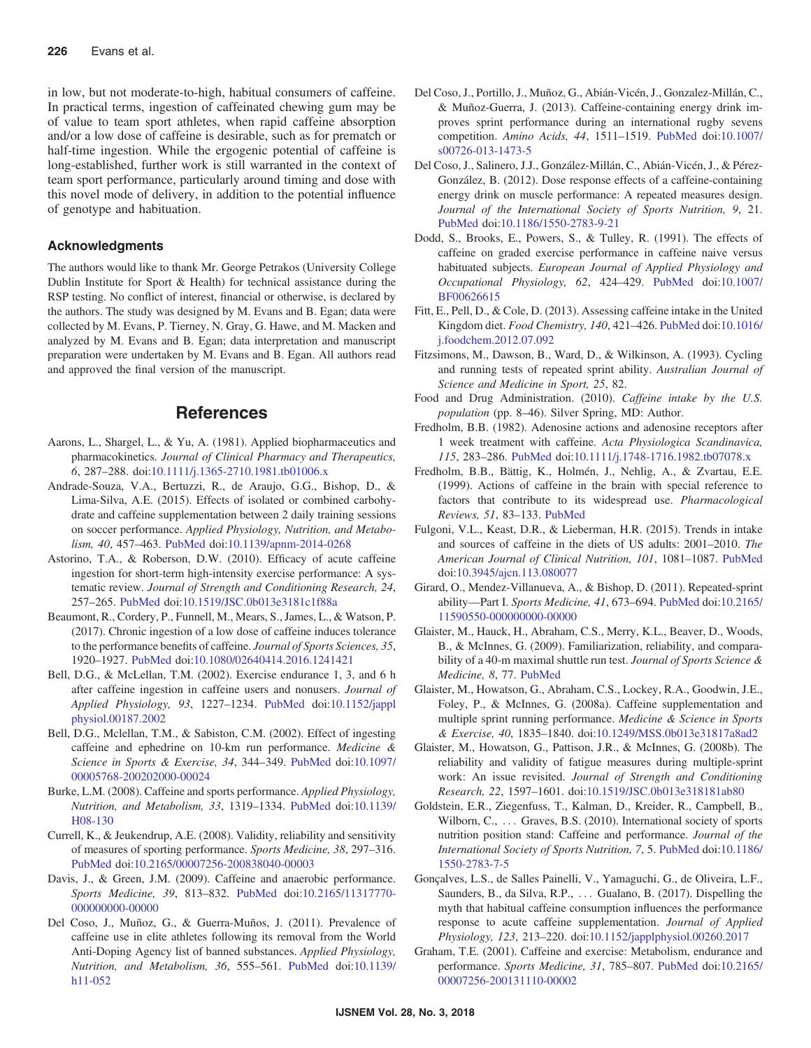in low, but not moderate-to-high, habitual consumers of caffeine. In practical terms, ingestion of caffeinated chewing gum may be of value to team sport athletes, when rapid caffeine absorption and/or a low dose of caffeine is desirable, such as for prematch or half-time ingestion. While the ergogenic potential of caffeine is long-established, further work is still warranted in the context of team sport performance, particularly around timing and dose with this novel mode of delivery, in addition to the potential influence of genotype and habituation.

### Acknowledgments

The authors would like to thank Mr. George Petrakos (University College Dublin Institute for Sport & Health) for technical assistance during the RSP testing. No conflict of interest, financial or otherwise, is declared by the authors. The study was designed by M. Evans and B. Egan; data were collected by M. Evans, P. Tierney, N. Gray, G. Hawe, and M. Macken and analyzed by M. Evans and B. Egan; data interpretation and manuscript preparation were undertaken by M. Evans and B. Egan. All authors read and approved the final version of the manuscript.

## References

Aarons, L., Shargel, L., & Yu, A. (1981). Applied biopharmaceutics and pharmacokinetics. *Journal of Clinical Pharmacy and Therapeutics, 6*, 287–288. doi:10.1111/j.1365-2710.1981.tb01006.x

Andrade-Souza, V.A., Bertuzzi, R., de Araujo, G.G., Bishop, D., & Lima-Silva, A.E. (2015). Effects of isolated or combined carbohydrate and caffeine supplementation between 2 daily training sessions on soccer performance. *Applied Physiology, Nutrition, and Metabolism, 40*, 457–463. PubMed doi:10.1139/apnm-2014-0268

Astorino, T.A., & Roberson, D.W. (2010). Efficacy of acute caffeine ingestion for short-term high-intensity exercise performance: A systematic review. *Journal of Strength and Conditioning Research, 24*, 257–265. PubMed doi:10.1519/JSC.0b013e3181c1f88a

Beaumont, R., Cordery, P., Funnell, M., Mears, S., James, L., & Watson, P. (2017). Chronic ingestion of a low dose of caffeine induces tolerance to the performance benefits of caffeine. *Journal of Sports Sciences, 35*, 1920–1927. PubMed doi:10.1080/02640414.2016.1241421

Bell, D.G., & McLellan, T.M. (2002). Exercise endurance 1, 3, and 6 h after caffeine ingestion in caffeine users and nonusers. *Journal of Applied Physiology, 93*, 1227–1234. PubMed doi:10.1152/japplphysiol.00187.2002

Bell, D.G., Mclellan, T.M., & Sabiston, C.M. (2002). Effect of ingesting caffeine and ephedrine on 10-km run performance. *Medicine & Science in Sports & Exercise, 34*, 344–349. PubMed doi:10.1097/00005768-200202000-00024

Burke, L.M. (2008). Caffeine and sports performance. *Applied Physiology, Nutrition, and Metabolism, 33*, 1319–1334. PubMed doi:10.1139/H08-130

Currell, K., & Jeukendrup, A.E. (2008). Validity, reliability and sensitivity of measures of sporting performance. *Sports Medicine, 38*, 297–316. PubMed doi:10.2165/00007256-200838040-00003

Davis, J., & Green, J.M. (2009). Caffeine and anaerobic performance. *Sports Medicine, 39*, 813–832. PubMed doi:10.2165/11317770-000000000-00000

Del Coso, J., Muñoz, G., & Guerra-Muños, J. (2011). Prevalence of caffeine use in elite athletes following its removal from the World Anti-Doping Agency list of banned substances. *Applied Physiology, Nutrition, and Metabolism, 36*, 555–561. PubMed doi:10.1139/h11-052

Del Coso, J., Portillo, J., Muñoz, G., Abián-Vicén, J., Gonzalez-Millán, C., & Muñoz-Guerra, J. (2013). Caffeine-containing energy drink improves sprint performance during an international rugby sevens competition. *Amino Acids, 44*, 1511–1519. PubMed doi:10.1007/s00726-013-1473-5

Del Coso, J., Salinero, J.J., González-Millán, C., Abián-Vicén, J., & Pérez-González, B. (2012). Dose response effects of a caffeine-containing energy drink on muscle performance: A repeated measures design. *Journal of the International Society of Sports Nutrition, 9*, 21. PubMed doi:10.1186/1550-2783-9-21

Dodd, S., Brooks, E., Powers, S., & Tulley, R. (1991). The effects of caffeine on graded exercise performance in caffeine naive versus habituated subjects. *European Journal of Applied Physiology and Occupational Physiology, 62*, 424–429. PubMed doi:10.1007/BF00626615

Fitt, E., Pell, D., & Cole, D. (2013). Assessing caffeine intake in the United Kingdom diet. *Food Chemistry, 140*, 421–426. PubMed doi:10.1016/j.foodchem.2012.07.092

Fitzsimons, M., Dawson, B., Ward, D., & Wilkinson, A. (1993). Cycling and running tests of repeated sprint ability. *Australian Journal of Science and Medicine in Sport, 25*, 82.

Food and Drug Administration. (2010). *Caffeine intake by the U.S. population* (pp. 8–46). Silver Spring, MD: Author.

Fredholm, B.B. (1982). Adenosine actions and adenosine receptors after 1 week treatment with caffeine. *Acta Physiologica Scandinavica, 115*, 283–286. PubMed doi:10.1111/j.1748-1716.1982.tb07078.x

Fredholm, B.B., Bättig, K., Holmén, J., Nehlig, A., & Zvartau, E.E. (1999). Actions of caffeine in the brain with special reference to factors that contribute to its widespread use. *Pharmacological Reviews, 51*, 83–133. PubMed

Fulgoni, V.L., Keast, D.R., & Lieberman, H.R. (2015). Trends in intake and sources of caffeine in the diets of US adults: 2001–2010. *The American Journal of Clinical Nutrition, 101*, 1081–1087. PubMed doi:10.3945/ajcn.113.080077

Girard, O., Mendez-Villanueva, A., & Bishop, D. (2011). Repeated-sprint ability—Part I. *Sports Medicine, 41*, 673–694. PubMed doi:10.2165/11590550-000000000-00000

Glaister, M., Hauck, H., Abraham, C.S., Merry, K.L., Beaver, D., Woods, B., & McInnes, G. (2009). Familiarization, reliability, and comparability of a 40-m maximal shuttle run test. *Journal of Sports Science & Medicine, 8*, 77. PubMed

Glaister, M., Howatson, G., Abraham, C.S., Lockey, R.A., Goodwin, J.E., Foley, P., & McInnes, G. (2008a). Caffeine supplementation and multiple sprint running performance. *Medicine & Science in Sports & Exercise, 40*, 1835–1840. doi:10.1249/MSS.0b013e31817a8ad2

Glaister, M., Howatson, G., Pattison, J.R., & McInnes, G. (2008b). The reliability and validity of fatigue measures during multiple-sprint work: An issue revisited. *Journal of Strength and Conditioning Research, 22*, 1597–1601. doi:10.1519/JSC.0b013e318181ab80

Goldstein, E.R., Ziegenfuss, T., Kalman, D., Kreider, R., Campbell, B., Wilborn, C., . . . Graves, B.S. (2010). International society of sports nutrition position stand: Caffeine and performance. *Journal of the International Society of Sports Nutrition, 7*, 5. PubMed doi:10.1186/1550-2783-7-5

Gonçalves, L.S., de Salles Painelli, V., Yamaguchi, G., de Oliveira, L.F., Saunders, B., da Silva, R.P., . . . Gualano, B. (2017). Dispelling the myth that habitual caffeine consumption influences the performance response to acute caffeine supplementation. *Journal of Applied Physiology, 123*, 213–220. doi:10.1152/japplphysiol.00260.2017

Graham, T.E. (2001). Caffeine and exercise: Metabolism, endurance and performance. *Sports Medicine, 31*, 785–807. PubMed doi:10.2165/00007256-200131110-00002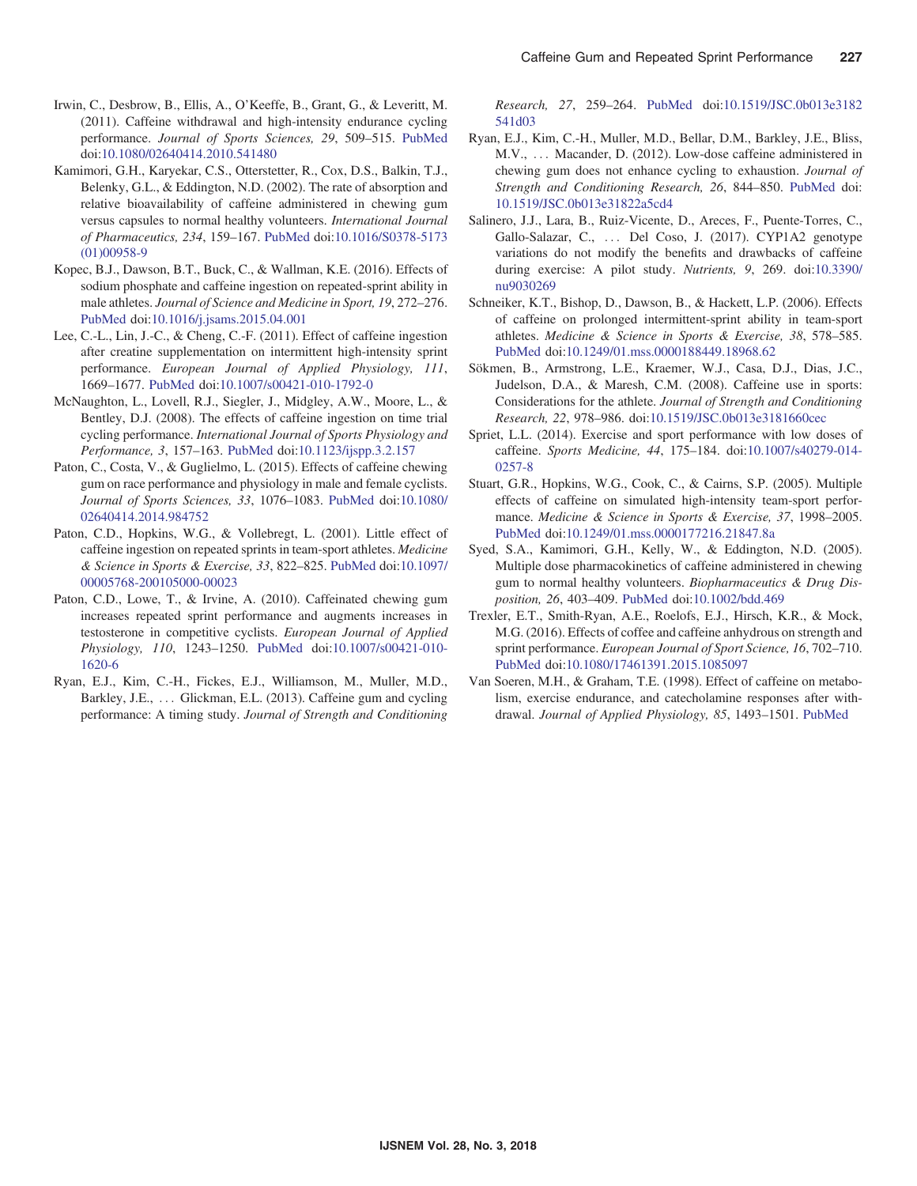Irwin, C., Desbrow, B., Ellis, A., O'Keeffe, B., Grant, G., & Leveritt, M. (2011). Caffeine withdrawal and high-intensity endurance cycling performance. *Journal of Sports Sciences, 29*, 509–515. PubMed doi:10.1080/02640414.2010.541480

Kamimori, G.H., Karyekar, C.S., Otterstetter, R., Cox, D.S., Balkin, T.J., Belenky, G.L., & Eddington, N.D. (2002). The rate of absorption and relative bioavailability of caffeine administered in chewing gum versus capsules to normal healthy volunteers. *International Journal of Pharmaceutics, 234*, 159–167. PubMed doi:10.1016/S0378-5173(01)00958-9

Kopec, B.J., Dawson, B.T., Buck, C., & Wallman, K.E. (2016). Effects of sodium phosphate and caffeine ingestion on repeated-sprint ability in male athletes. *Journal of Science and Medicine in Sport, 19*, 272–276. PubMed doi:10.1016/j.jsams.2015.04.001

Lee, C.-L., Lin, J.-C., & Cheng, C.-F. (2011). Effect of caffeine ingestion after creatine supplementation on intermittent high-intensity sprint performance. *European Journal of Applied Physiology, 111*, 1669–1677. PubMed doi:10.1007/s00421-010-1792-0

McNaughton, L., Lovell, R.J., Siegler, J., Midgley, A.W., Moore, L., & Bentley, D.J. (2008). The effects of caffeine ingestion on time trial cycling performance. *International Journal of Sports Physiology and Performance, 3*, 157–163. PubMed doi:10.1123/ijspp.3.2.157

Paton, C., Costa, V., & Guglielmo, L. (2015). Effects of caffeine chewing gum on race performance and physiology in male and female cyclists. *Journal of Sports Sciences, 33*, 1076–1083. PubMed doi:10.1080/02640414.2014.984752

Paton, C.D., Hopkins, W.G., & Vollebregt, L. (2001). Little effect of caffeine ingestion on repeated sprints in team-sport athletes. *Medicine & Science in Sports & Exercise, 33*, 822–825. PubMed doi:10.1097/00005768-200105000-00023

Paton, C.D., Lowe, T., & Irvine, A. (2010). Caffeinated chewing gum increases repeated sprint performance and augments increases in testosterone in competitive cyclists. *European Journal of Applied Physiology, 110*, 1243–1250. PubMed doi:10.1007/s00421-010-1620-6

Ryan, E.J., Kim, C.-H., Fickes, E.J., Williamson, M., Muller, M.D., Barkley, J.E., … Glickman, E.L. (2013). Caffeine gum and cycling performance: A timing study. *Journal of Strength and Conditioning Research, 27*, 259–264. PubMed doi:10.1519/JSC.0b013e3182541d03

Ryan, E.J., Kim, C.-H., Muller, M.D., Bellar, D.M., Barkley, J.E., Bliss, M.V., … Macander, D. (2012). Low-dose caffeine administered in chewing gum does not enhance cycling to exhaustion. *Journal of Strength and Conditioning Research, 26*, 844–850. PubMed doi:10.1519/JSC.0b013e31822a5cd4

Salinero, J.J., Lara, B., Ruiz-Vicente, D., Areces, F., Puente-Torres, C., Gallo-Salazar, C., … Del Coso, J. (2017). CYP1A2 genotype variations do not modify the benefits and drawbacks of caffeine during exercise: A pilot study. *Nutrients, 9*, 269. doi:10.3390/nu9030269

Schneiker, K.T., Bishop, D., Dawson, B., & Hackett, L.P. (2006). Effects of caffeine on prolonged intermittent-sprint ability in team-sport athletes. *Medicine & Science in Sports & Exercise, 38*, 578–585. PubMed doi:10.1249/01.mss.0000188449.18968.62

Sökmen, B., Armstrong, L.E., Kraemer, W.J., Casa, D.J., Dias, J.C., Judelson, D.A., & Maresh, C.M. (2008). Caffeine use in sports: Considerations for the athlete. *Journal of Strength and Conditioning Research, 22*, 978–986. doi:10.1519/JSC.0b013e3181660cec

Spriet, L.L. (2014). Exercise and sport performance with low doses of caffeine. *Sports Medicine, 44*, 175–184. doi:10.1007/s40279-014-0257-8

Stuart, G.R., Hopkins, W.G., Cook, C., & Cairns, S.P. (2005). Multiple effects of caffeine on simulated high-intensity team-sport performance. *Medicine & Science in Sports & Exercise, 37*, 1998–2005. PubMed doi:10.1249/01.mss.0000177216.21847.8a

Syed, S.A., Kamimori, G.H., Kelly, W., & Eddington, N.D. (2005). Multiple dose pharmacokinetics of caffeine administered in chewing gum to normal healthy volunteers. *Biopharmaceutics & Drug Disposition, 26*, 403–409. PubMed doi:10.1002/bdd.469

Trexler, E.T., Smith-Ryan, A.E., Roelofs, E.J., Hirsch, K.R., & Mock, M.G. (2016). Effects of coffee and caffeine anhydrous on strength and sprint performance. *European Journal of Sport Science, 16*, 702–710. PubMed doi:10.1080/17461391.2015.1085097

Van Soeren, M.H., & Graham, T.E. (1998). Effect of caffeine on metabolism, exercise endurance, and catecholamine responses after withdrawal. *Journal of Applied Physiology, 85*, 1493–1501. PubMed